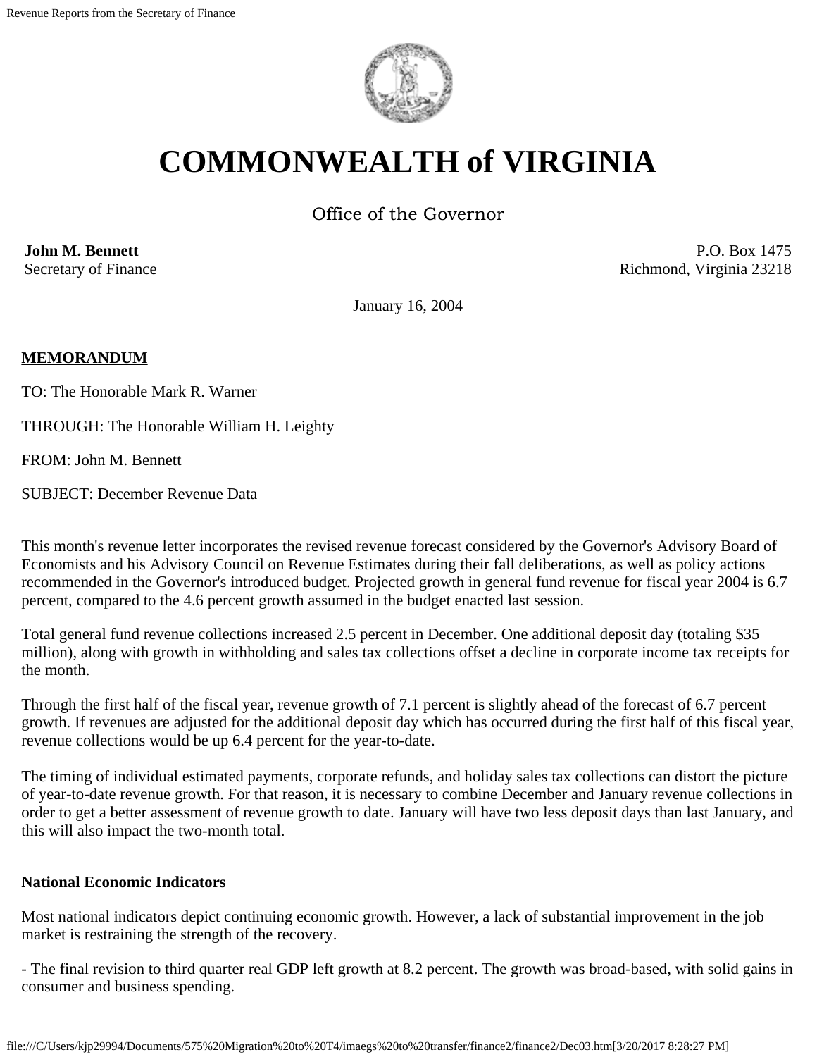# COMMONWEALTH of VIRGINIA

Office of the Governor

**John M. Bennett**
Secretary of Finance

P.O. Box 1475
Richmond, Virginia 23218

January 16, 2004

**MEMORANDUM**

TO: The Honorable Mark R. Warner

THROUGH: The Honorable William H. Leighty

FROM: John M. Bennett

SUBJECT: December Revenue Data

This month's revenue letter incorporates the revised revenue forecast considered by the Governor's Advisory Board of Economists and his Advisory Council on Revenue Estimates during their fall deliberations, as well as policy actions recommended in the Governor's introduced budget. Projected growth in general fund revenue for fiscal year 2004 is 6.7 percent, compared to the 4.6 percent growth assumed in the budget enacted last session.

Total general fund revenue collections increased 2.5 percent in December. One additional deposit day (totaling $35 million), along with growth in withholding and sales tax collections offset a decline in corporate income tax receipts for the month.

Through the first half of the fiscal year, revenue growth of 7.1 percent is slightly ahead of the forecast of 6.7 percent growth. If revenues are adjusted for the additional deposit day which has occurred during the first half of this fiscal year, revenue collections would be up 6.4 percent for the year-to-date.

The timing of individual estimated payments, corporate refunds, and holiday sales tax collections can distort the picture of year-to-date revenue growth. For that reason, it is necessary to combine December and January revenue collections in order to get a better assessment of revenue growth to date. January will have two less deposit days than last January, and this will also impact the two-month total.

**National Economic Indicators**

Most national indicators depict continuing economic growth. However, a lack of substantial improvement in the job market is restraining the strength of the recovery.

- The final revision to third quarter real GDP left growth at 8.2 percent. The growth was broad-based, with solid gains in consumer and business spending.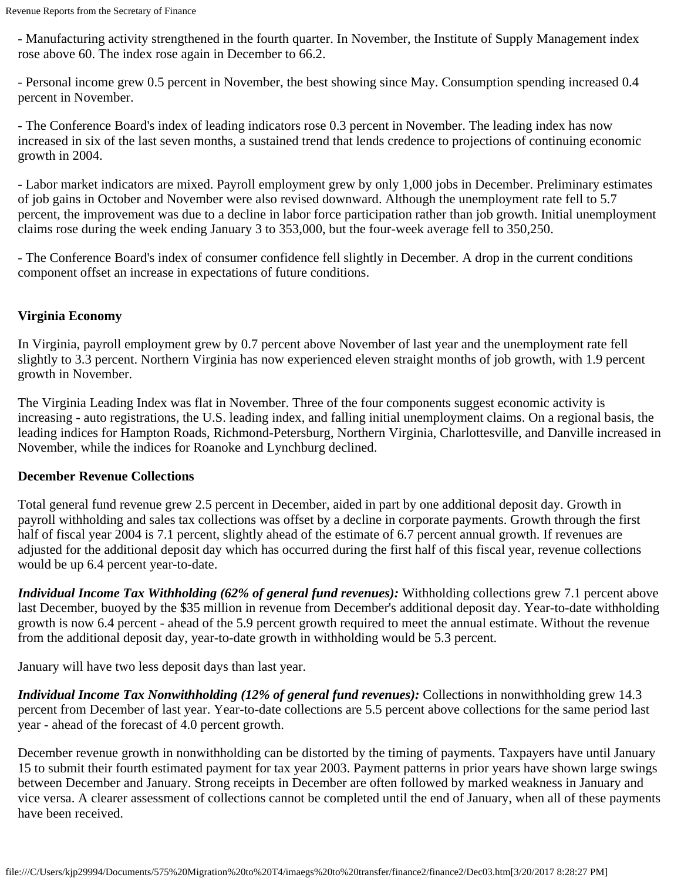- Manufacturing activity strengthened in the fourth quarter. In November, the Institute of Supply Management index rose above 60. The index rose again in December to 66.2.

- Personal income grew 0.5 percent in November, the best showing since May. Consumption spending increased 0.4 percent in November.

- The Conference Board's index of leading indicators rose 0.3 percent in November. The leading index has now increased in six of the last seven months, a sustained trend that lends credence to projections of continuing economic growth in 2004.

- Labor market indicators are mixed. Payroll employment grew by only 1,000 jobs in December. Preliminary estimates of job gains in October and November were also revised downward. Although the unemployment rate fell to 5.7 percent, the improvement was due to a decline in labor force participation rather than job growth. Initial unemployment claims rose during the week ending January 3 to 353,000, but the four-week average fell to 350,250.

- The Conference Board's index of consumer confidence fell slightly in December. A drop in the current conditions component offset an increase in expectations of future conditions.

**Virginia Economy**

In Virginia, payroll employment grew by 0.7 percent above November of last year and the unemployment rate fell slightly to 3.3 percent. Northern Virginia has now experienced eleven straight months of job growth, with 1.9 percent growth in November.

The Virginia Leading Index was flat in November. Three of the four components suggest economic activity is increasing - auto registrations, the U.S. leading index, and falling initial unemployment claims. On a regional basis, the leading indices for Hampton Roads, Richmond-Petersburg, Northern Virginia, Charlottesville, and Danville increased in November, while the indices for Roanoke and Lynchburg declined.

**December Revenue Collections**

Total general fund revenue grew 2.5 percent in December, aided in part by one additional deposit day. Growth in payroll withholding and sales tax collections was offset by a decline in corporate payments. Growth through the first half of fiscal year 2004 is 7.1 percent, slightly ahead of the estimate of 6.7 percent annual growth. If revenues are adjusted for the additional deposit day which has occurred during the first half of this fiscal year, revenue collections would be up 6.4 percent year-to-date.

***Individual Income Tax Withholding (62% of general fund revenues):*** Withholding collections grew 7.1 percent above last December, buoyed by the $35 million in revenue from December's additional deposit day. Year-to-date withholding growth is now 6.4 percent - ahead of the 5.9 percent growth required to meet the annual estimate. Without the revenue from the additional deposit day, year-to-date growth in withholding would be 5.3 percent.

January will have two less deposit days than last year.

***Individual Income Tax Nonwithholding (12% of general fund revenues):*** Collections in nonwithholding grew 14.3 percent from December of last year. Year-to-date collections are 5.5 percent above collections for the same period last year - ahead of the forecast of 4.0 percent growth.

December revenue growth in nonwithholding can be distorted by the timing of payments. Taxpayers have until January 15 to submit their fourth estimated payment for tax year 2003. Payment patterns in prior years have shown large swings between December and January. Strong receipts in December are often followed by marked weakness in January and vice versa. A clearer assessment of collections cannot be completed until the end of January, when all of these payments have been received.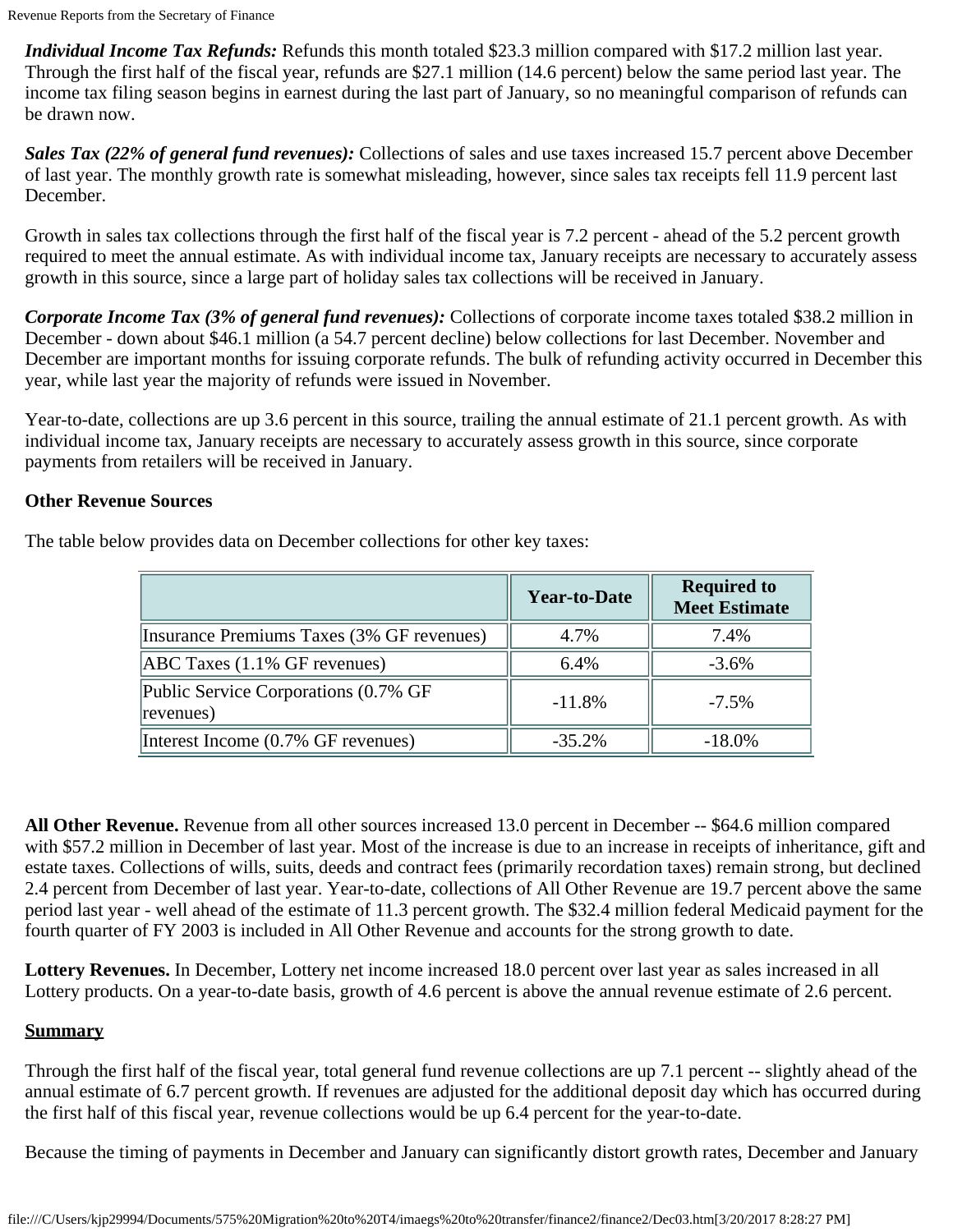***Individual Income Tax Refunds:*** Refunds this month totaled $23.3 million compared with $17.2 million last year. Through the first half of the fiscal year, refunds are $27.1 million (14.6 percent) below the same period last year. The income tax filing season begins in earnest during the last part of January, so no meaningful comparison of refunds can be drawn now.

***Sales Tax (22% of general fund revenues):*** Collections of sales and use taxes increased 15.7 percent above December of last year. The monthly growth rate is somewhat misleading, however, since sales tax receipts fell 11.9 percent last December.

Growth in sales tax collections through the first half of the fiscal year is 7.2 percent - ahead of the 5.2 percent growth required to meet the annual estimate. As with individual income tax, January receipts are necessary to accurately assess growth in this source, since a large part of holiday sales tax collections will be received in January.

***Corporate Income Tax (3% of general fund revenues):*** Collections of corporate income taxes totaled $38.2 million in December - down about $46.1 million (a 54.7 percent decline) below collections for last December. November and December are important months for issuing corporate refunds. The bulk of refunding activity occurred in December this year, while last year the majority of refunds were issued in November.

Year-to-date, collections are up 3.6 percent in this source, trailing the annual estimate of 21.1 percent growth. As with individual income tax, January receipts are necessary to accurately assess growth in this source, since corporate payments from retailers will be received in January.

**Other Revenue Sources**

The table below provides data on December collections for other key taxes:

| | Year-to-Date | Required to Meet Estimate |
|---|---|---|
| Insurance Premiums Taxes (3% GF revenues) | 4.7% | 7.4% |
| ABC Taxes (1.1% GF revenues) | 6.4% | -3.6% |
| Public Service Corporations (0.7% GF revenues) | -11.8% | -7.5% |
| Interest Income (0.7% GF revenues) | -35.2% | -18.0% |

**All Other Revenue.** Revenue from all other sources increased 13.0 percent in December -- $64.6 million compared with $57.2 million in December of last year. Most of the increase is due to an increase in receipts of inheritance, gift and estate taxes. Collections of wills, suits, deeds and contract fees (primarily recordation taxes) remain strong, but declined 2.4 percent from December of last year. Year-to-date, collections of All Other Revenue are 19.7 percent above the same period last year - well ahead of the estimate of 11.3 percent growth. The $32.4 million federal Medicaid payment for the fourth quarter of FY 2003 is included in All Other Revenue and accounts for the strong growth to date.

**Lottery Revenues.** In December, Lottery net income increased 18.0 percent over last year as sales increased in all Lottery products. On a year-to-date basis, growth of 4.6 percent is above the annual revenue estimate of 2.6 percent.

**Summary**

Through the first half of the fiscal year, total general fund revenue collections are up 7.1 percent -- slightly ahead of the annual estimate of 6.7 percent growth. If revenues are adjusted for the additional deposit day which has occurred during the first half of this fiscal year, revenue collections would be up 6.4 percent for the year-to-date.

Because the timing of payments in December and January can significantly distort growth rates, December and January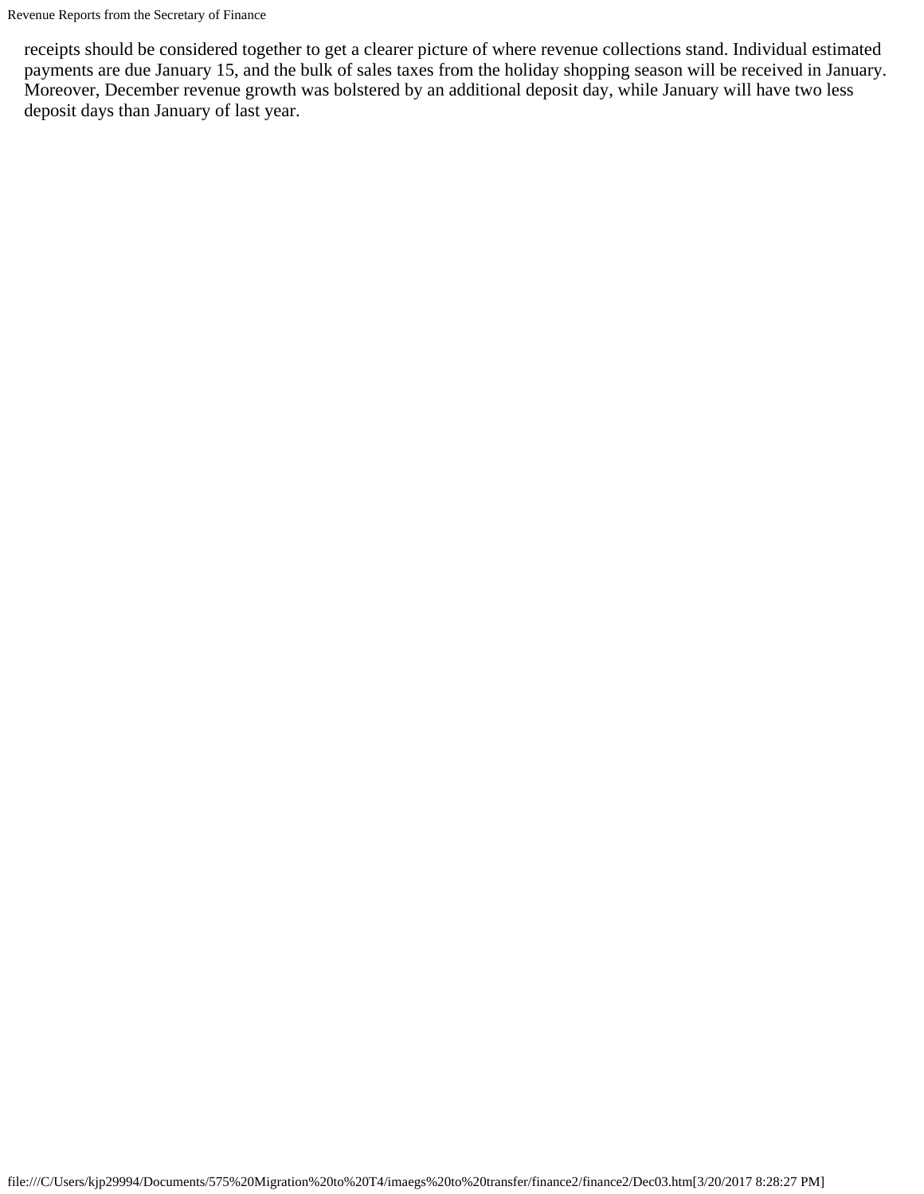receipts should be considered together to get a clearer picture of where revenue collections stand. Individual estimated payments are due January 15, and the bulk of sales taxes from the holiday shopping season will be received in January. Moreover, December revenue growth was bolstered by an additional deposit day, while January will have two less deposit days than January of last year.